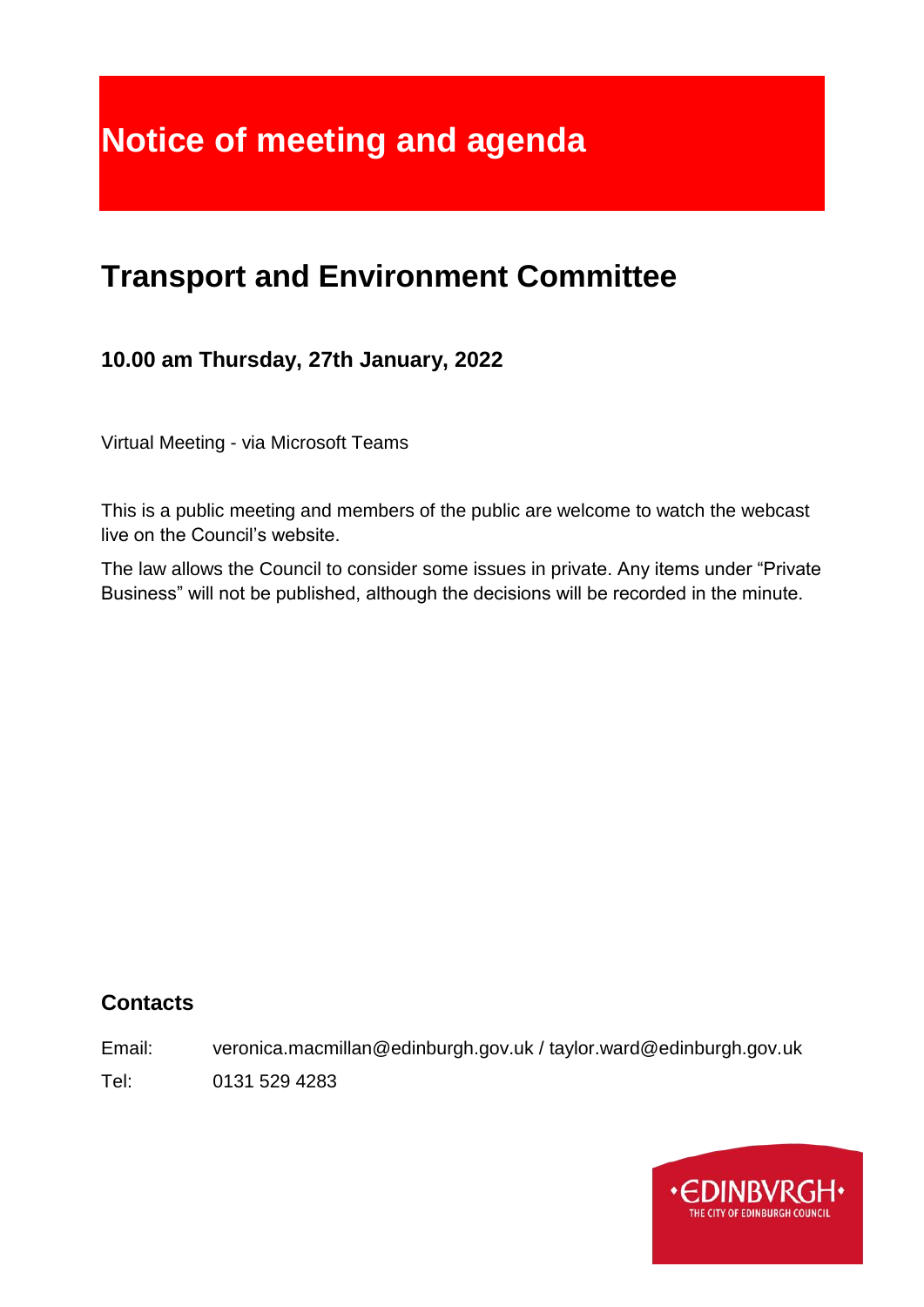# Notice of meeting and agenda

## Transport and Environment Committee

### 10.00 am Thursday, 27th January, 2022

Virtual Meeting - via Microsoft Teams

This is a public meeting and members of the public are welcome to watch the webcast live on the Council's website.

The law allows the Council to consider some issues in private. Any items under "Private Business" will not be published, although the decisions will be recorded in the minute.

### Contacts

Email: veronica.macmillan@edinburgh.gov.uk / taylor.ward@edinburgh.gov.uk

Tel: 0131 529 4283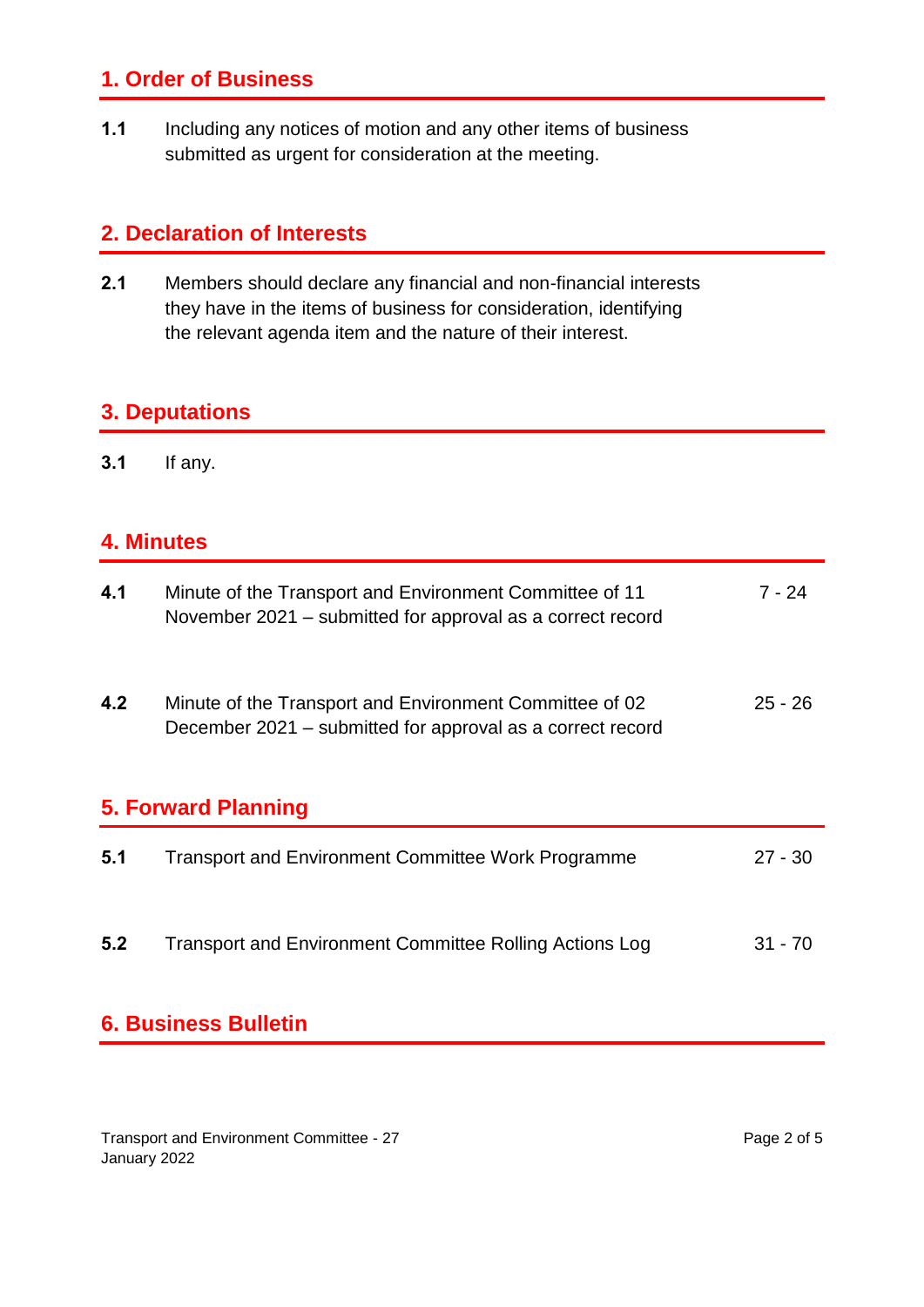## 1. Order of Business

**1.1** Including any notices of motion and any other items of business submitted as urgent for consideration at the meeting.

## 2. Declaration of Interests

**2.1** Members should declare any financial and non-financial interests they have in the items of business for consideration, identifying the relevant agenda item and the nature of their interest.

## 3. Deputations

**3.1** If any.

## 4. Minutes

| | | |
|---|---|---|
| **4.1** | Minute of the Transport and Environment Committee of 11 November 2021 – submitted for approval as a correct record | 7 - 24 |
| **4.2** | Minute of the Transport and Environment Committee of 02 December 2021 – submitted for approval as a correct record | 25 - 26 |

## 5. Forward Planning

| | | |
|---|---|---|
| **5.1** | Transport and Environment Committee Work Programme | 27 - 30 |
| **5.2** | Transport and Environment Committee Rolling Actions Log | 31 - 70 |

## 6. Business Bulletin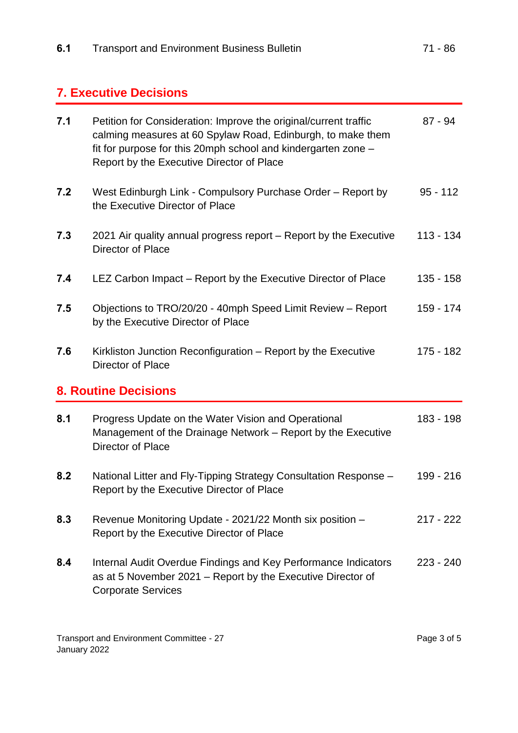| | | |
|---|---|---|
| **6.1** | Transport and Environment Business Bulletin | 71 - 86 |

## 7. Executive Decisions

| | | |
|---|---|---|
| **7.1** | Petition for Consideration: Improve the original/current traffic calming measures at 60 Spylaw Road, Edinburgh, to make them fit for purpose for this 20mph school and kindergarten zone – Report by the Executive Director of Place | 87 - 94 |
| **7.2** | West Edinburgh Link - Compulsory Purchase Order – Report by the Executive Director of Place | 95 - 112 |
| **7.3** | 2021 Air quality annual progress report – Report by the Executive Director of Place | 113 - 134 |
| **7.4** | LEZ Carbon Impact – Report by the Executive Director of Place | 135 - 158 |
| **7.5** | Objections to TRO/20/20 - 40mph Speed Limit Review – Report by the Executive Director of Place | 159 - 174 |
| **7.6** | Kirkliston Junction Reconfiguration – Report by the Executive Director of Place | 175 - 182 |

## 8. Routine Decisions

| | | |
|---|---|---|
| **8.1** | Progress Update on the Water Vision and Operational Management of the Drainage Network – Report by the Executive Director of Place | 183 - 198 |
| **8.2** | National Litter and Fly-Tipping Strategy Consultation Response – Report by the Executive Director of Place | 199 - 216 |
| **8.3** | Revenue Monitoring Update - 2021/22 Month six position – Report by the Executive Director of Place | 217 - 222 |
| **8.4** | Internal Audit Overdue Findings and Key Performance Indicators as at 5 November 2021 – Report by the Executive Director of Corporate Services | 223 - 240 |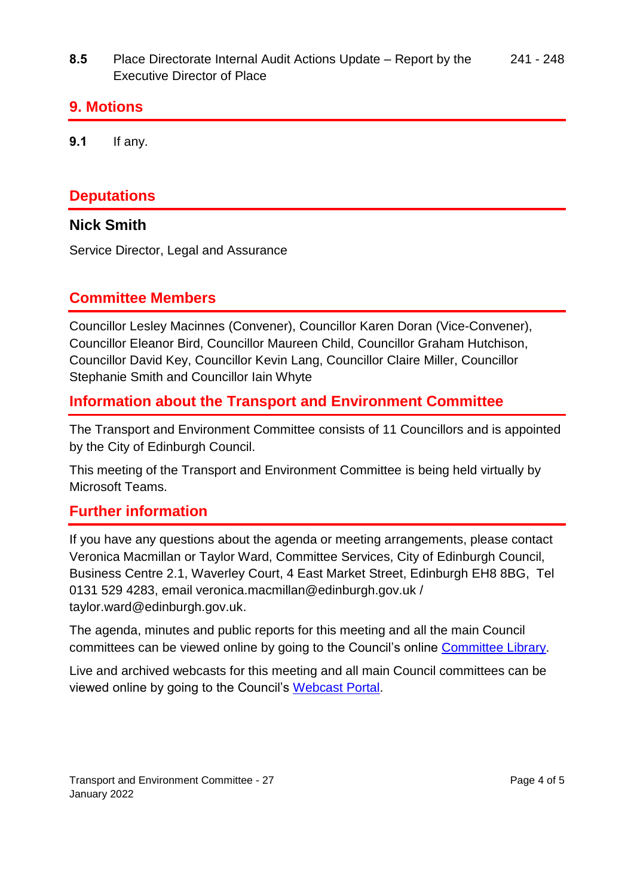**8.5** Place Directorate Internal Audit Actions Update – Report by the Executive Director of Place — 241 - 248

## 9. Motions

**9.1** If any.

## Deputations

### Nick Smith

Service Director, Legal and Assurance

## Committee Members

Councillor Lesley Macinnes (Convener), Councillor Karen Doran (Vice-Convener), Councillor Eleanor Bird, Councillor Maureen Child, Councillor Graham Hutchison, Councillor David Key, Councillor Kevin Lang, Councillor Claire Miller, Councillor Stephanie Smith and Councillor Iain Whyte

## Information about the Transport and Environment Committee

The Transport and Environment Committee consists of 11 Councillors and is appointed by the City of Edinburgh Council.

This meeting of the Transport and Environment Committee is being held virtually by Microsoft Teams.

## Further information

If you have any questions about the agenda or meeting arrangements, please contact Veronica Macmillan or Taylor Ward, Committee Services, City of Edinburgh Council, Business Centre 2.1, Waverley Court, 4 East Market Street, Edinburgh EH8 8BG, Tel 0131 529 4283, email veronica.macmillan@edinburgh.gov.uk / taylor.ward@edinburgh.gov.uk.

The agenda, minutes and public reports for this meeting and all the main Council committees can be viewed online by going to the Council's online Committee Library.

Live and archived webcasts for this meeting and all main Council committees can be viewed online by going to the Council's Webcast Portal.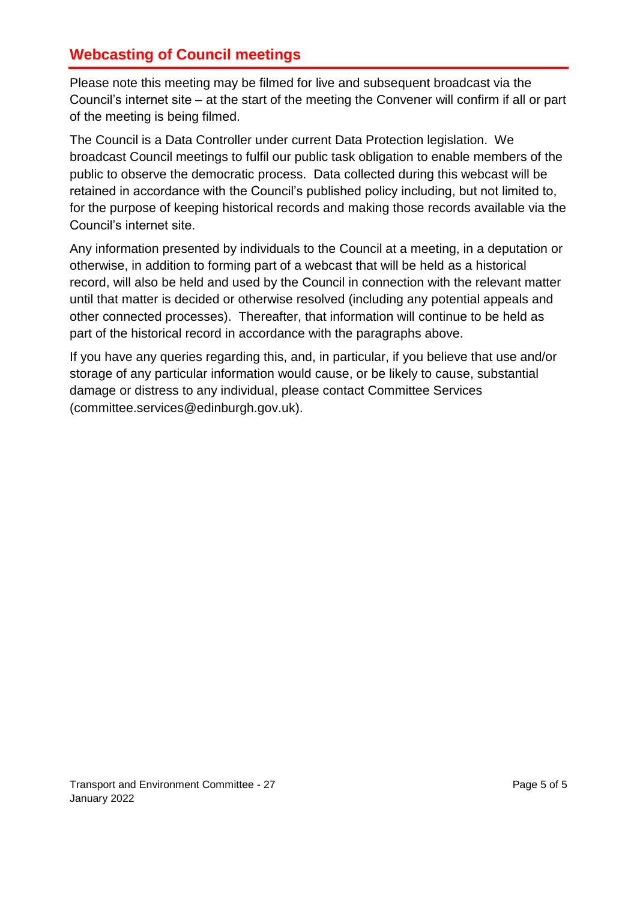## Webcasting of Council meetings

Please note this meeting may be filmed for live and subsequent broadcast via the Council's internet site – at the start of the meeting the Convener will confirm if all or part of the meeting is being filmed.

The Council is a Data Controller under current Data Protection legislation. We broadcast Council meetings to fulfil our public task obligation to enable members of the public to observe the democratic process. Data collected during this webcast will be retained in accordance with the Council's published policy including, but not limited to, for the purpose of keeping historical records and making those records available via the Council's internet site.

Any information presented by individuals to the Council at a meeting, in a deputation or otherwise, in addition to forming part of a webcast that will be held as a historical record, will also be held and used by the Council in connection with the relevant matter until that matter is decided or otherwise resolved (including any potential appeals and other connected processes). Thereafter, that information will continue to be held as part of the historical record in accordance with the paragraphs above.

If you have any queries regarding this, and, in particular, if you believe that use and/or storage of any particular information would cause, or be likely to cause, substantial damage or distress to any individual, please contact Committee Services (committee.services@edinburgh.gov.uk).